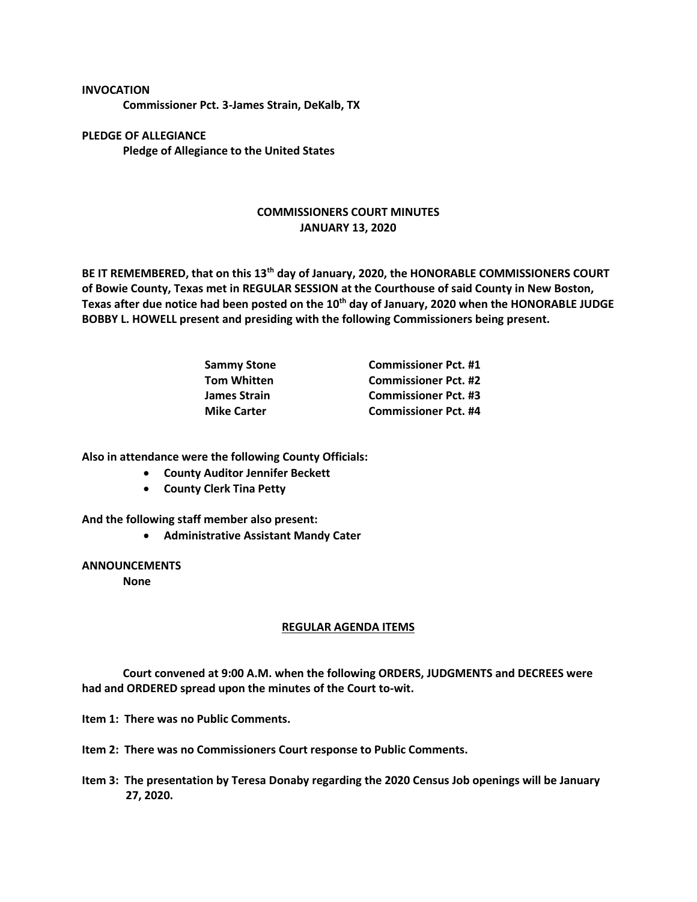**INVOCATION**

**Commissioner Pct. 3-James Strain, DeKalb, TX**

**PLEDGE OF ALLEGIANCE**

**Pledge of Allegiance to the United States**

## COMMISSIONERS COURT MINUTES
## JANUARY 13, 2020

**BE IT REMEMBERED, that on this 13th day of January, 2020, the HONORABLE COMMISSIONERS COURT of Bowie County, Texas met in REGULAR SESSION at the Courthouse of said County in New Boston, Texas after due notice had been posted on the 10th day of January, 2020 when the HONORABLE JUDGE BOBBY L. HOWELL present and presiding with the following Commissioners being present.**

| | |
|---|---|
| **Sammy Stone** | **Commissioner Pct. #1** |
| **Tom Whitten** | **Commissioner Pct. #2** |
| **James Strain** | **Commissioner Pct. #3** |
| **Mike Carter** | **Commissioner Pct. #4** |

**Also in attendance were the following County Officials:**

- **County Auditor Jennifer Beckett**
- **County Clerk Tina Petty**

**And the following staff member also present:**

- **Administrative Assistant Mandy Cater**

**ANNOUNCEMENTS**

**None**

### REGULAR AGENDA ITEMS

**Court convened at 9:00 A.M. when the following ORDERS, JUDGMENTS and DECREES were had and ORDERED spread upon the minutes of the Court to-wit.**

**Item 1: There was no Public Comments.**

**Item 2: There was no Commissioners Court response to Public Comments.**

**Item 3: The presentation by Teresa Donaby regarding the 2020 Census Job openings will be January 27, 2020.**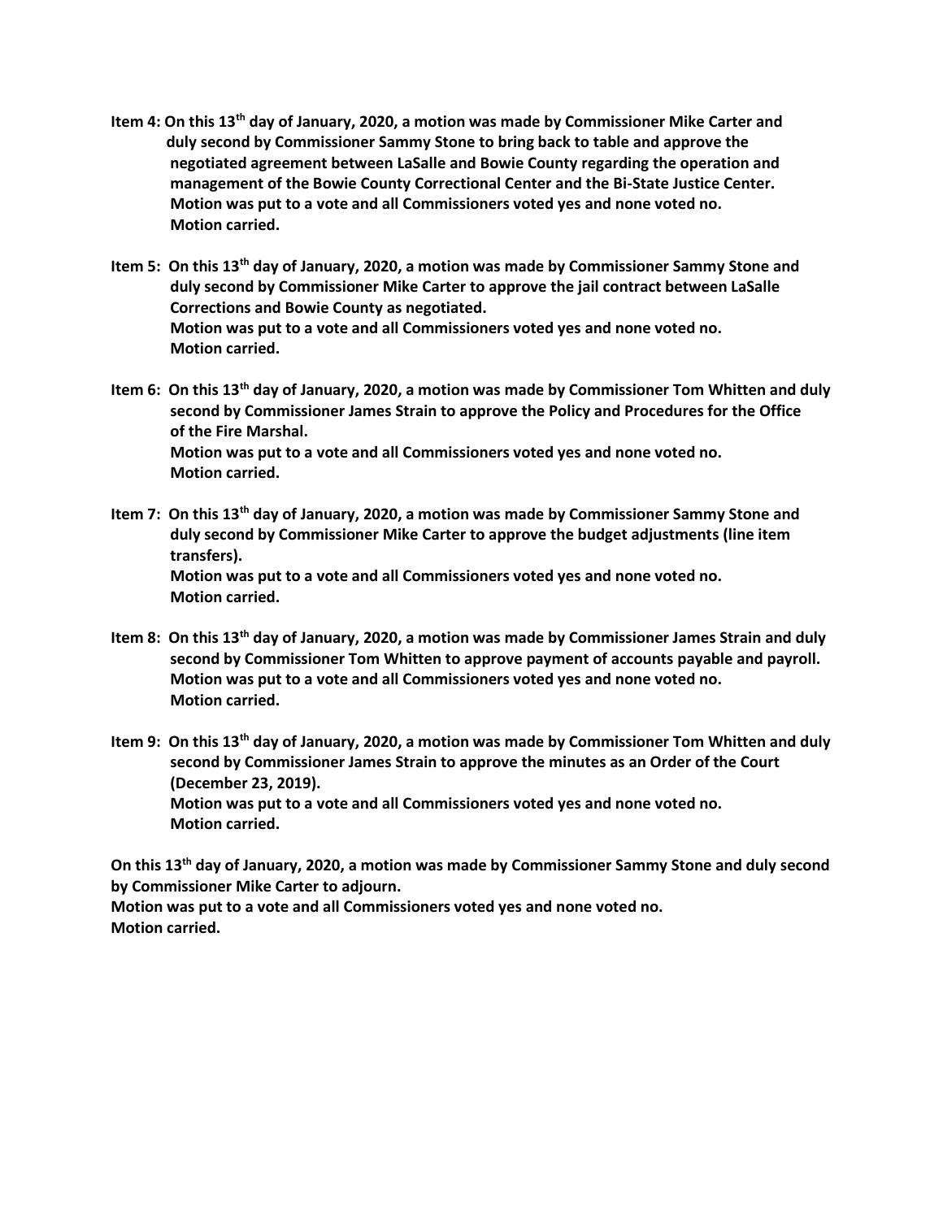**Item 4: On this 13th day of January, 2020, a motion was made by Commissioner Mike Carter and duly second by Commissioner Sammy Stone to bring back to table and approve the negotiated agreement between LaSalle and Bowie County regarding the operation and management of the Bowie County Correctional Center and the Bi-State Justice Center.**
**Motion was put to a vote and all Commissioners voted yes and none voted no.**
**Motion carried.**

**Item 5: On this 13th day of January, 2020, a motion was made by Commissioner Sammy Stone and duly second by Commissioner Mike Carter to approve the jail contract between LaSalle Corrections and Bowie County as negotiated.**
**Motion was put to a vote and all Commissioners voted yes and none voted no.**
**Motion carried.**

**Item 6: On this 13th day of January, 2020, a motion was made by Commissioner Tom Whitten and duly second by Commissioner James Strain to approve the Policy and Procedures for the Office of the Fire Marshal.**
**Motion was put to a vote and all Commissioners voted yes and none voted no.**
**Motion carried.**

**Item 7: On this 13th day of January, 2020, a motion was made by Commissioner Sammy Stone and duly second by Commissioner Mike Carter to approve the budget adjustments (line item transfers).**
**Motion was put to a vote and all Commissioners voted yes and none voted no.**
**Motion carried.**

**Item 8: On this 13th day of January, 2020, a motion was made by Commissioner James Strain and duly second by Commissioner Tom Whitten to approve payment of accounts payable and payroll.**
**Motion was put to a vote and all Commissioners voted yes and none voted no.**
**Motion carried.**

**Item 9: On this 13th day of January, 2020, a motion was made by Commissioner Tom Whitten and duly second by Commissioner James Strain to approve the minutes as an Order of the Court (December 23, 2019).**
**Motion was put to a vote and all Commissioners voted yes and none voted no.**
**Motion carried.**

**On this 13th day of January, 2020, a motion was made by Commissioner Sammy Stone and duly second by Commissioner Mike Carter to adjourn.**
**Motion was put to a vote and all Commissioners voted yes and none voted no.**
**Motion carried.**